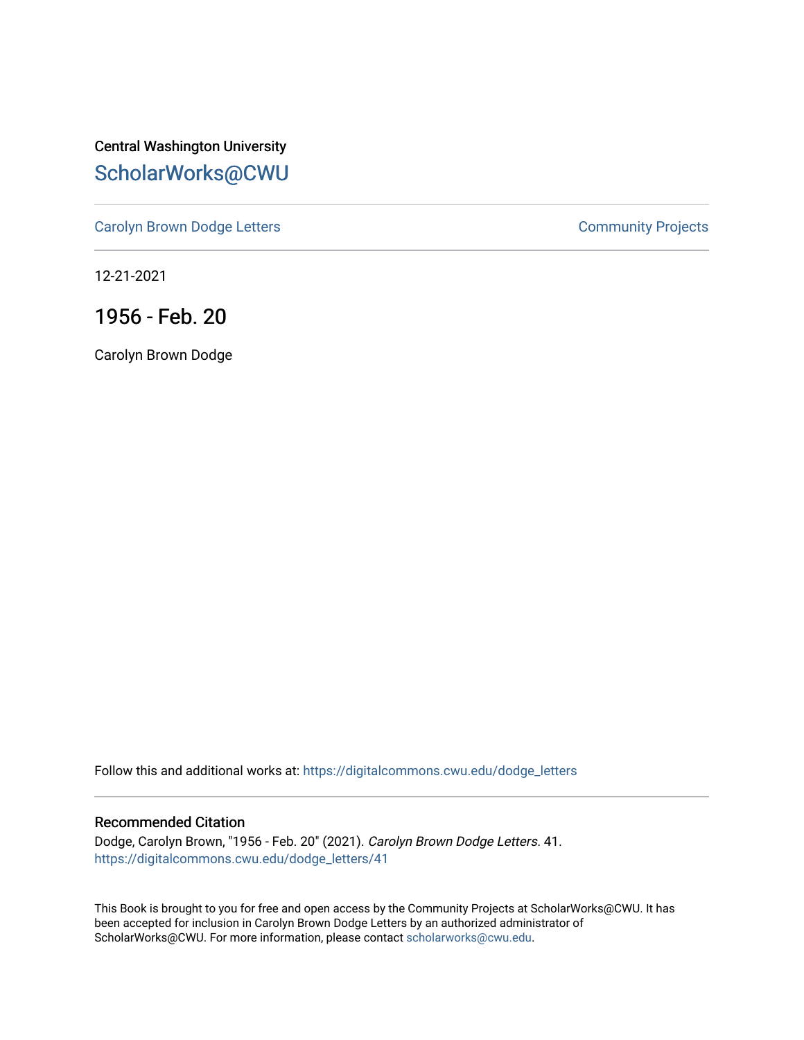Central Washington University

# ScholarWorks@CWU

Carolyn Brown Dodge Letters

Community Projects

12-21-2021

## 1956 - Feb. 20

Carolyn Brown Dodge

Follow this and additional works at: https://digitalcommons.cwu.edu/dodge_letters

### Recommended Citation

Dodge, Carolyn Brown, "1956 - Feb. 20" (2021). *Carolyn Brown Dodge Letters*. 41.
https://digitalcommons.cwu.edu/dodge_letters/41

This Book is brought to you for free and open access by the Community Projects at ScholarWorks@CWU. It has been accepted for inclusion in Carolyn Brown Dodge Letters by an authorized administrator of ScholarWorks@CWU. For more information, please contact scholarworks@cwu.edu.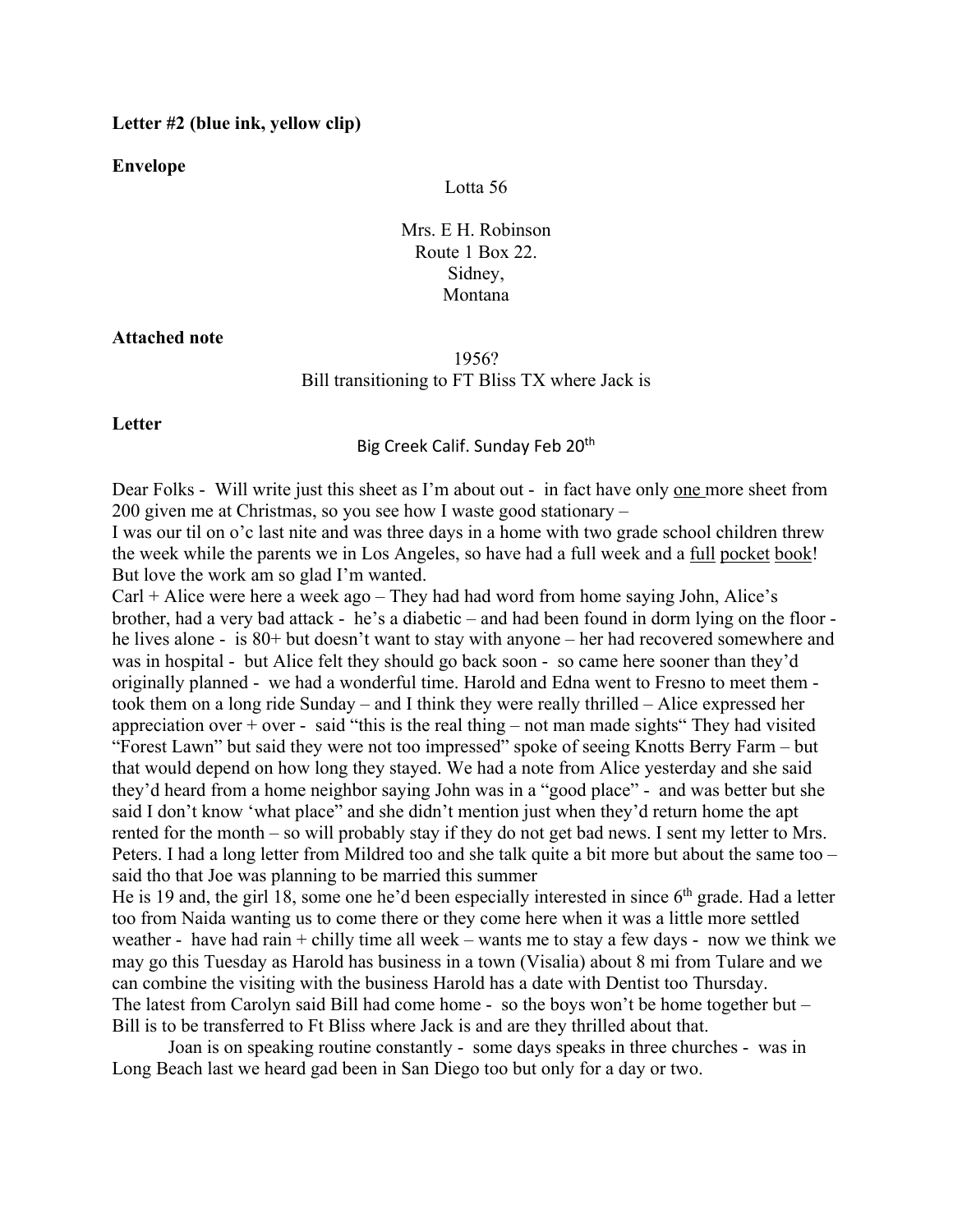**Letter #2 (blue ink, yellow clip)**

**Envelope**

Lotta 56

Mrs. E H. Robinson
Route 1 Box 22.
Sidney,
Montana

**Attached note**

1956?
Bill transitioning to FT Bliss TX where Jack is

**Letter**

Big Creek Calif. Sunday Feb 20th

Dear Folks - Will write just this sheet as I'm about out - in fact have only <u>one</u> more sheet from 200 given me at Christmas, so you see how I waste good stationary –
I was our til on o'c last nite and was three days in a home with two grade school children threw the week while the parents we in Los Angeles, so have had a full week and a <u>full</u> <u>pocket</u> <u>book</u>! But love the work am so glad I'm wanted.
Carl + Alice were here a week ago – They had had word from home saying John, Alice's brother, had a very bad attack - he's a diabetic – and had been found in dorm lying on the floor - he lives alone - is 80+ but doesn't want to stay with anyone – her had recovered somewhere and was in hospital - but Alice felt they should go back soon - so came here sooner than they'd originally planned - we had a wonderful time. Harold and Edna went to Fresno to meet them - took them on a long ride Sunday – and I think they were really thrilled – Alice expressed her appreciation over + over - said "this is the real thing – not man made sights" They had visited "Forest Lawn" but said they were not too impressed" spoke of seeing Knotts Berry Farm – but that would depend on how long they stayed. We had a note from Alice yesterday and she said they'd heard from a home neighbor saying John was in a "good place" - and was better but she said I don't know 'what place" and she didn't mention just when they'd return home the apt rented for the month – so will probably stay if they do not get bad news. I sent my letter to Mrs. Peters. I had a long letter from Mildred too and she talk quite a bit more but about the same too – said tho that Joe was planning to be married this summer
He is 19 and, the girl 18, some one he'd been especially interested in since 6th grade. Had a letter too from Naida wanting us to come there or they come here when it was a little more settled weather - have had rain + chilly time all week – wants me to stay a few days - now we think we may go this Tuesday as Harold has business in a town (Visalia) about 8 mi from Tulare and we can combine the visiting with the business Harold has a date with Dentist too Thursday.
The latest from Carolyn said Bill had come home - so the boys won't be home together but – Bill is to be transferred to Ft Bliss where Jack is and are they thrilled about that.

Joan is on speaking routine constantly - some days speaks in three churches - was in Long Beach last we heard gad been in San Diego too but only for a day or two.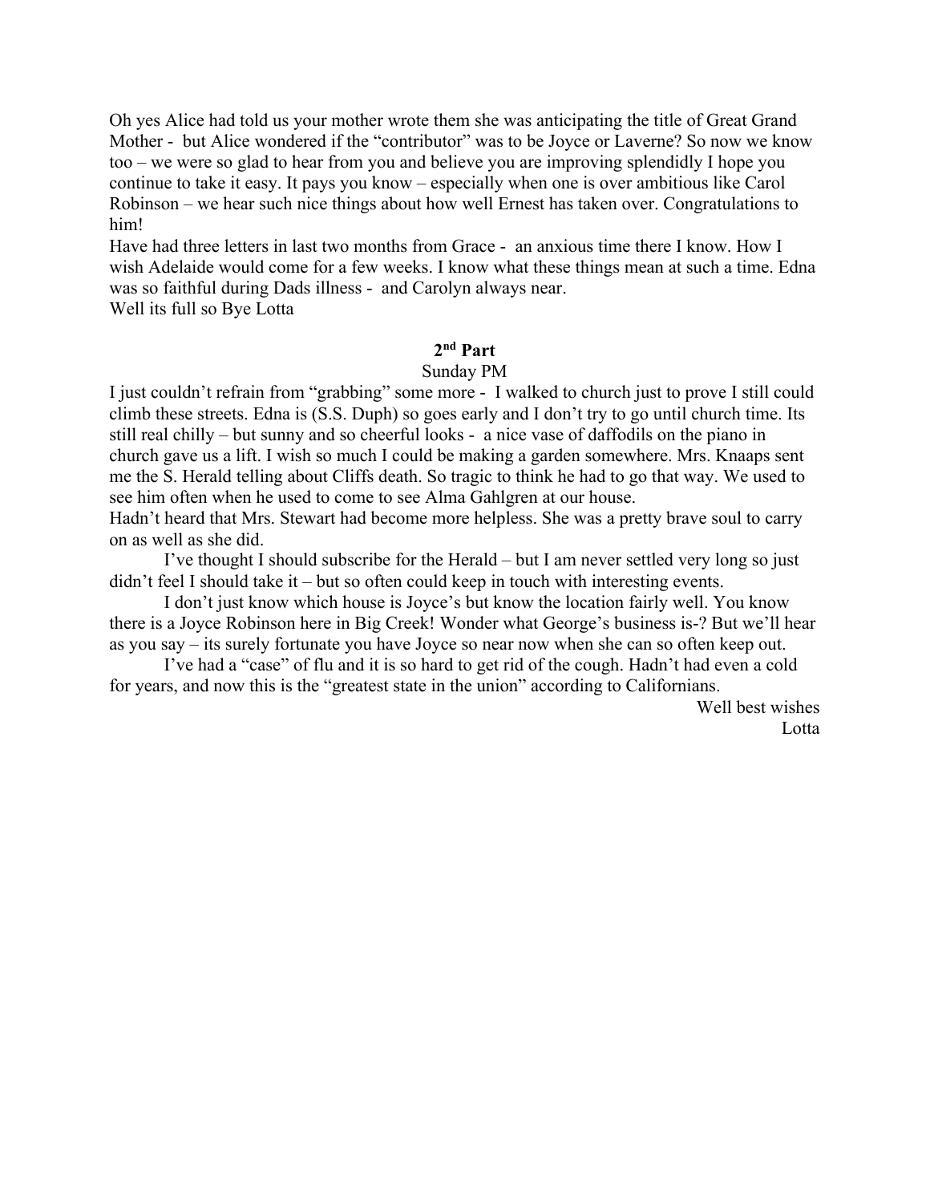Oh yes Alice had told us your mother wrote them she was anticipating the title of Great Grand Mother - but Alice wondered if the "contributor" was to be Joyce or Laverne? So now we know too – we were so glad to hear from you and believe you are improving splendidly I hope you continue to take it easy. It pays you know – especially when one is over ambitious like Carol Robinson – we hear such nice things about how well Ernest has taken over. Congratulations to him!

Have had three letters in last two months from Grace - an anxious time there I know. How I wish Adelaide would come for a few weeks. I know what these things mean at such a time. Edna was so faithful during Dads illness - and Carolyn always near.

Well its full so Bye Lotta

**2nd Part**

Sunday PM

I just couldn't refrain from "grabbing" some more - I walked to church just to prove I still could climb these streets. Edna is (S.S. Duph) so goes early and I don't try to go until church time. Its still real chilly – but sunny and so cheerful looks - a nice vase of daffodils on the piano in church gave us a lift. I wish so much I could be making a garden somewhere. Mrs. Knaaps sent me the S. Herald telling about Cliffs death. So tragic to think he had to go that way. We used to see him often when he used to come to see Alma Gahlgren at our house.

Hadn't heard that Mrs. Stewart had become more helpless. She was a pretty brave soul to carry on as well as she did.

I've thought I should subscribe for the Herald – but I am never settled very long so just didn't feel I should take it – but so often could keep in touch with interesting events.

I don't just know which house is Joyce's but know the location fairly well. You know there is a Joyce Robinson here in Big Creek! Wonder what George's business is-? But we'll hear as you say – its surely fortunate you have Joyce so near now when she can so often keep out.

I've had a "case" of flu and it is so hard to get rid of the cough. Hadn't had even a cold for years, and now this is the "greatest state in the union" according to Californians.

Well best wishes

Lotta